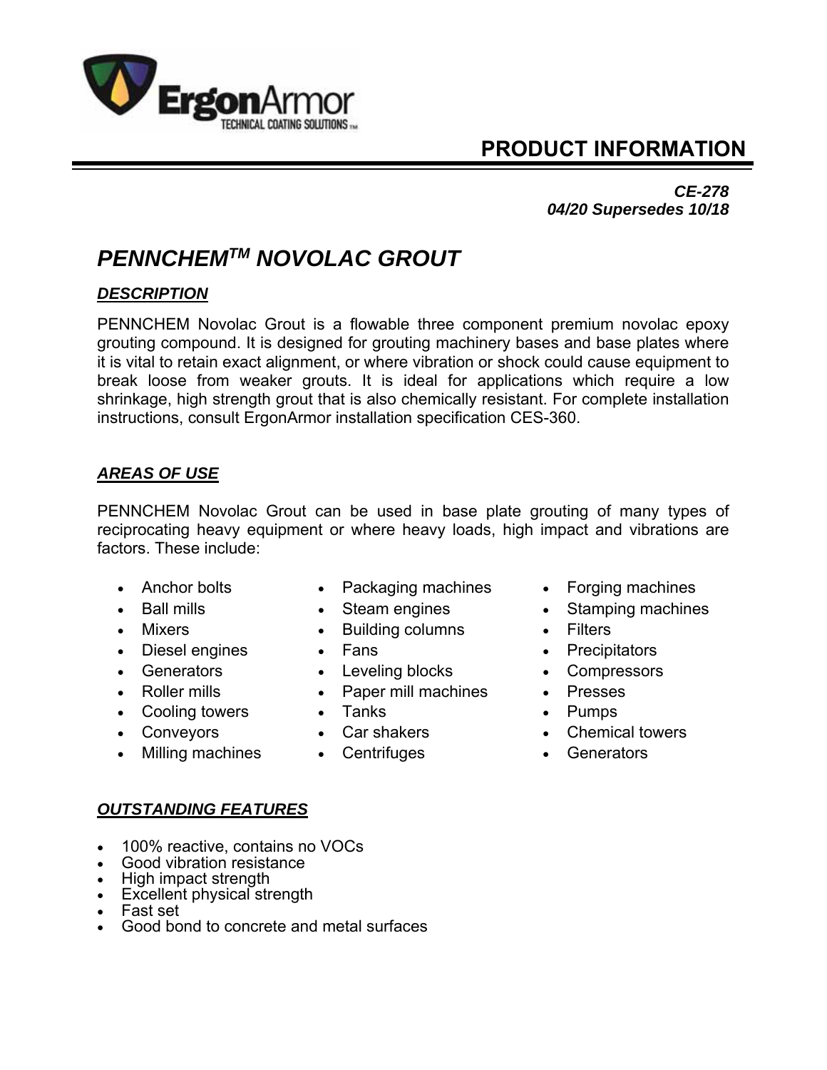ErgonArmor
TECHNICAL COATING SOLUTIONS™

# PRODUCT INFORMATION

***CE-278***
***04/20 Supersedes 10/18***

# *PENNCHEM™ NOVOLAC GROUT*

## ***DESCRIPTION***

PENNCHEM Novolac Grout is a flowable three component premium novolac epoxy grouting compound. It is designed for grouting machinery bases and base plates where it is vital to retain exact alignment, or where vibration or shock could cause equipment to break loose from weaker grouts. It is ideal for applications which require a low shrinkage, high strength grout that is also chemically resistant. For complete installation instructions, consult ErgonArmor installation specification CES-360.

## ***AREAS OF USE***

PENNCHEM Novolac Grout can be used in base plate grouting of many types of reciprocating heavy equipment or where heavy loads, high impact and vibrations are factors. These include:

- Anchor bolts
- Ball mills
- Mixers
- Diesel engines
- Generators
- Roller mills
- Cooling towers
- Conveyors
- Milling machines
- Packaging machines
- Steam engines
- Building columns
- Fans
- Leveling blocks
- Paper mill machines
- Tanks
- Car shakers
- Centrifuges
- Forging machines
- Stamping machines
- Filters
- Precipitators
- Compressors
- Presses
- Pumps
- Chemical towers
- Generators

## ***OUTSTANDING FEATURES***

- 100% reactive, contains no VOCs
- Good vibration resistance
- High impact strength
- Excellent physical strength
- Fast set
- Good bond to concrete and metal surfaces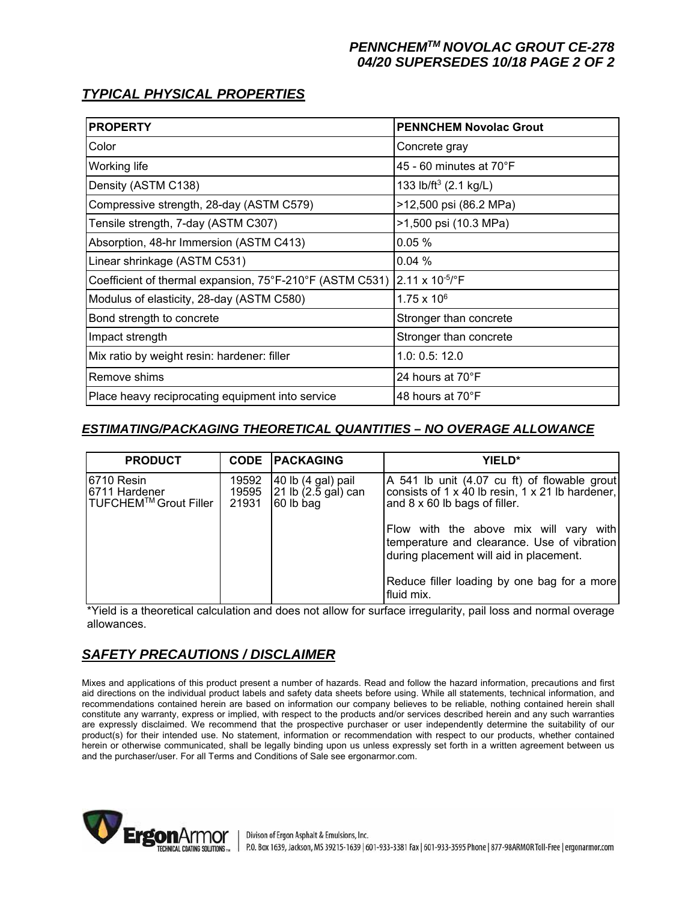## *TYPICAL PHYSICAL PROPERTIES*

| PROPERTY | PENNCHEM Novolac Grout |
|---|---|
| Color | Concrete gray |
| Working life | 45 - 60 minutes at 70°F |
| Density (ASTM C138) | 133 lb/ft$^3$ (2.1 kg/L) |
| Compressive strength, 28-day (ASTM C579) | >12,500 psi (86.2 MPa) |
| Tensile strength, 7-day (ASTM C307) | >1,500 psi (10.3 MPa) |
| Absorption, 48-hr Immersion (ASTM C413) | 0.05 % |
| Linear shrinkage (ASTM C531) | 0.04 % |
| Coefficient of thermal expansion, 75°F-210°F (ASTM C531) | $2.11 \times 10^{-5}$/°F |
| Modulus of elasticity, 28-day (ASTM C580) | $1.75 \times 10^{6}$ |
| Bond strength to concrete | Stronger than concrete |
| Impact strength | Stronger than concrete |
| Mix ratio by weight resin: hardener: filler | 1.0: 0.5: 12.0 |
| Remove shims | 24 hours at 70°F |
| Place heavy reciprocating equipment into service | 48 hours at 70°F |

## *ESTIMATING/PACKAGING THEORETICAL QUANTITIES – NO OVERAGE ALLOWANCE*

| PRODUCT | CODE | PACKAGING | YIELD* |
|---|---|---|---|
| 6710 Resin<br>6711 Hardener<br>TUFCHEM™ Grout Filler | 19592<br>19595<br>21931 | 40 lb (4 gal) pail<br>21 lb (2.5 gal) can<br>60 lb bag | A 541 lb unit (4.07 cu ft) of flowable grout consists of 1 x 40 lb resin, 1 x 21 lb hardener, and 8 x 60 lb bags of filler.<br><br>Flow with the above mix will vary with temperature and clearance. Use of vibration during placement will aid in placement.<br><br>Reduce filler loading by one bag for a more fluid mix. |

*Yield is a theoretical calculation and does not allow for surface irregularity, pail loss and normal overage allowances.

## *SAFETY PRECAUTIONS / DISCLAIMER*

Mixes and applications of this product present a number of hazards. Read and follow the hazard information, precautions and first aid directions on the individual product labels and safety data sheets before using. While all statements, technical information, and recommendations contained herein are based on information our company believes to be reliable, nothing contained herein shall constitute any warranty, express or implied, with respect to the products and/or services described herein and any such warranties are expressly disclaimed. We recommend that the prospective purchaser or user independently determine the suitability of our product(s) for their intended use. No statement, information or recommendation with respect to our products, whether contained herein or otherwise communicated, shall be legally binding upon us unless expressly set forth in a written agreement between us and the purchaser/user. For all Terms and Conditions of Sale see ergonarmor.com.

ErgonArmor TECHNICAL COATING SOLUTIONS™ | Divison of Ergon Asphalt & Emulsions, Inc.
P.O. Box 1639, Jackson, MS 39215-1639 | 601-933-3381 Fax | 601-933-3595 Phone | 877-98ARMOR Toll-Free | ergonarmor.com